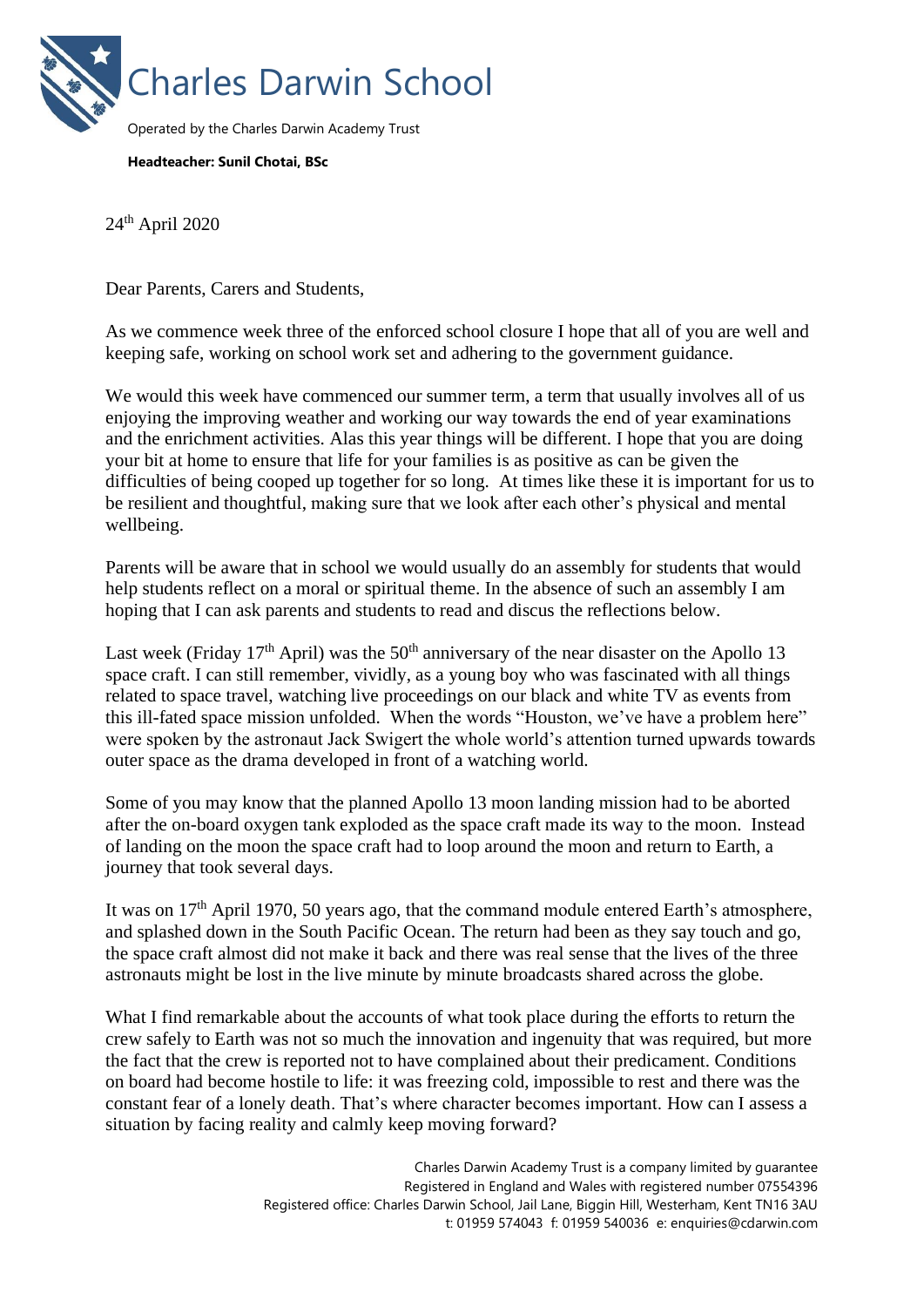# Charles Darwin School

Operated by the Charles Darwin Academy Trust

**Headteacher: Sunil Chotai, BSc**

24th April 2020

Dear Parents, Carers and Students,

As we commence week three of the enforced school closure I hope that all of you are well and keeping safe, working on school work set and adhering to the government guidance.

We would this week have commenced our summer term, a term that usually involves all of us enjoying the improving weather and working our way towards the end of year examinations and the enrichment activities. Alas this year things will be different. I hope that you are doing your bit at home to ensure that life for your families is as positive as can be given the difficulties of being cooped up together for so long. At times like these it is important for us to be resilient and thoughtful, making sure that we look after each other's physical and mental wellbeing.

Parents will be aware that in school we would usually do an assembly for students that would help students reflect on a moral or spiritual theme. In the absence of such an assembly I am hoping that I can ask parents and students to read and discus the reflections below.

Last week (Friday 17th April) was the 50th anniversary of the near disaster on the Apollo 13 space craft. I can still remember, vividly, as a young boy who was fascinated with all things related to space travel, watching live proceedings on our black and white TV as events from this ill-fated space mission unfolded. When the words "Houston, we've have a problem here" were spoken by the astronaut Jack Swigert the whole world's attention turned upwards towards outer space as the drama developed in front of a watching world.

Some of you may know that the planned Apollo 13 moon landing mission had to be aborted after the on-board oxygen tank exploded as the space craft made its way to the moon. Instead of landing on the moon the space craft had to loop around the moon and return to Earth, a journey that took several days.

It was on 17th April 1970, 50 years ago, that the command module entered Earth's atmosphere, and splashed down in the South Pacific Ocean. The return had been as they say touch and go, the space craft almost did not make it back and there was real sense that the lives of the three astronauts might be lost in the live minute by minute broadcasts shared across the globe.

What I find remarkable about the accounts of what took place during the efforts to return the crew safely to Earth was not so much the innovation and ingenuity that was required, but more the fact that the crew is reported not to have complained about their predicament. Conditions on board had become hostile to life: it was freezing cold, impossible to rest and there was the constant fear of a lonely death. That's where character becomes important. How can I assess a situation by facing reality and calmly keep moving forward?

Charles Darwin Academy Trust is a company limited by guarantee
Registered in England and Wales with registered number 07554396
Registered office: Charles Darwin School, Jail Lane, Biggin Hill, Westerham, Kent TN16 3AU
t: 01959 574043 f: 01959 540036 e: enquiries@cdarwin.com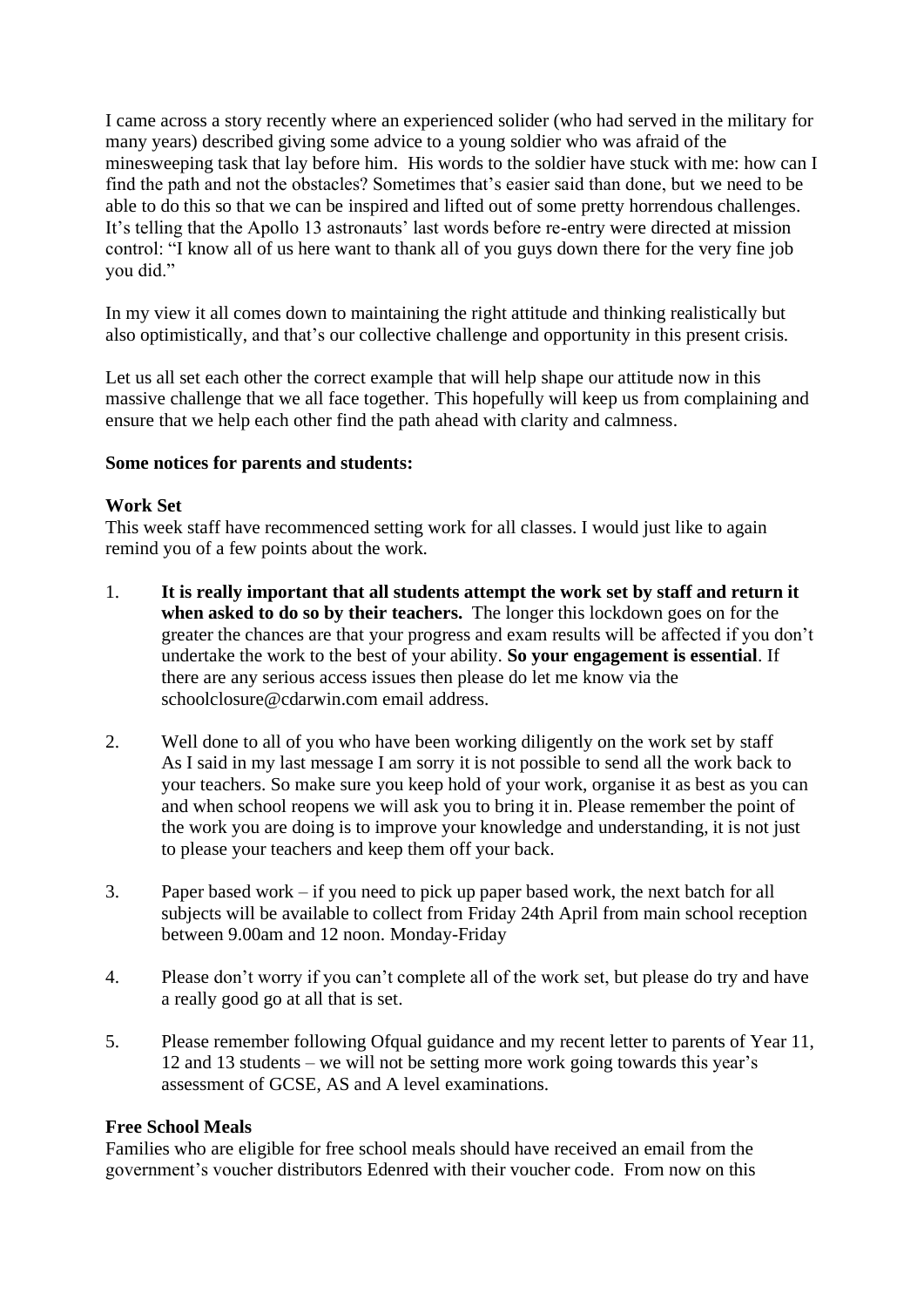I came across a story recently where an experienced solider (who had served in the military for many years) described giving some advice to a young soldier who was afraid of the minesweeping task that lay before him. His words to the soldier have stuck with me: how can I find the path and not the obstacles? Sometimes that's easier said than done, but we need to be able to do this so that we can be inspired and lifted out of some pretty horrendous challenges. It's telling that the Apollo 13 astronauts' last words before re-entry were directed at mission control: "I know all of us here want to thank all of you guys down there for the very fine job you did."

In my view it all comes down to maintaining the right attitude and thinking realistically but also optimistically, and that's our collective challenge and opportunity in this present crisis.

Let us all set each other the correct example that will help shape our attitude now in this massive challenge that we all face together. This hopefully will keep us from complaining and ensure that we help each other find the path ahead with clarity and calmness.

**Some notices for parents and students:**

**Work Set**

This week staff have recommenced setting work for all classes. I would just like to again remind you of a few points about the work.

1. **It is really important that all students attempt the work set by staff and return it when asked to do so by their teachers.** The longer this lockdown goes on for the greater the chances are that your progress and exam results will be affected if you don't undertake the work to the best of your ability. **So your engagement is essential**. If there are any serious access issues then please do let me know via the schoolclosure@cdarwin.com email address.

2. Well done to all of you who have been working diligently on the work set by staff As I said in my last message I am sorry it is not possible to send all the work back to your teachers. So make sure you keep hold of your work, organise it as best as you can and when school reopens we will ask you to bring it in. Please remember the point of the work you are doing is to improve your knowledge and understanding, it is not just to please your teachers and keep them off your back.

3. Paper based work – if you need to pick up paper based work, the next batch for all subjects will be available to collect from Friday 24th April from main school reception between 9.00am and 12 noon. Monday-Friday

4. Please don't worry if you can't complete all of the work set, but please do try and have a really good go at all that is set.

5. Please remember following Ofqual guidance and my recent letter to parents of Year 11, 12 and 13 students – we will not be setting more work going towards this year's assessment of GCSE, AS and A level examinations.

**Free School Meals**

Families who are eligible for free school meals should have received an email from the government's voucher distributors Edenred with their voucher code. From now on this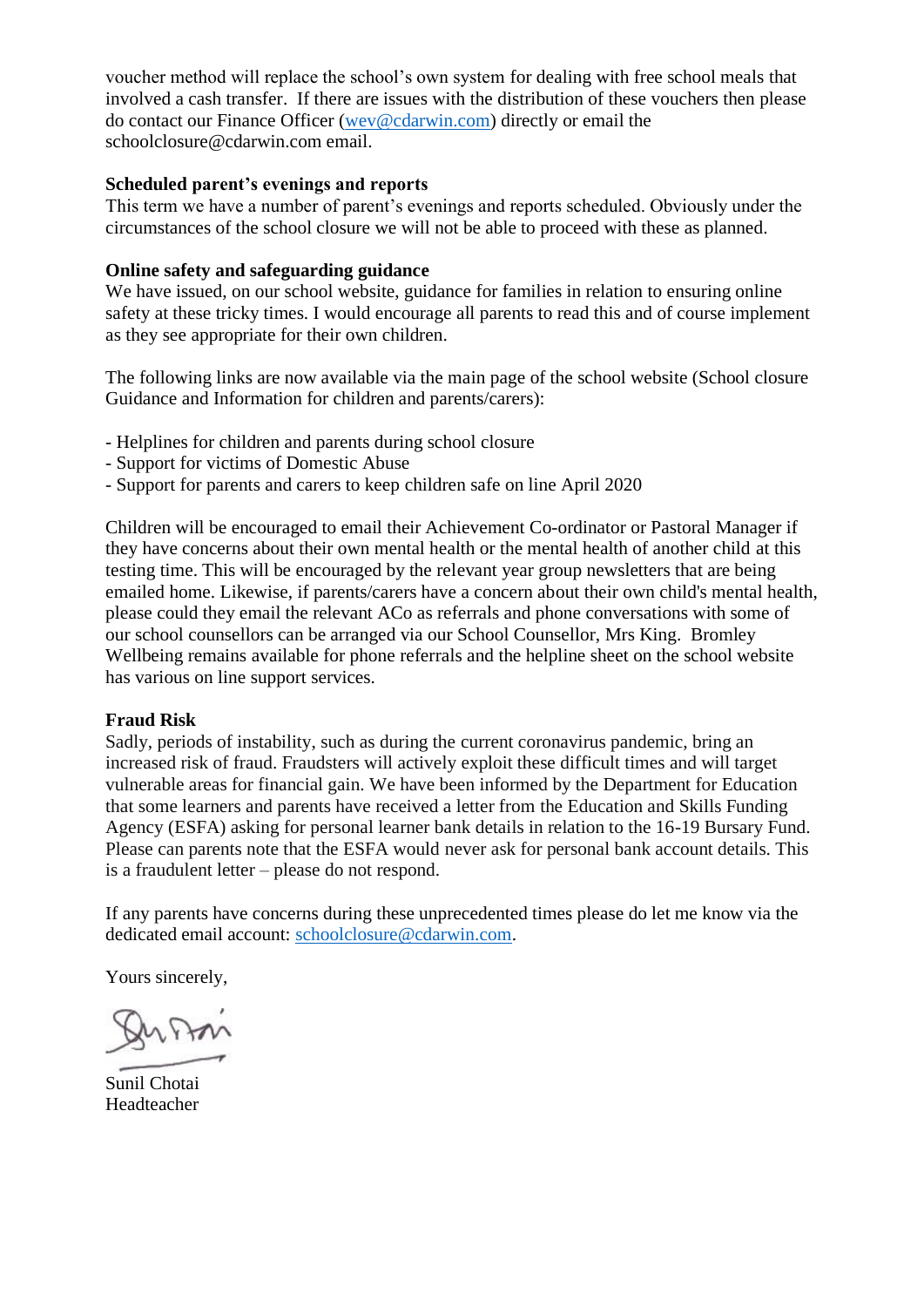voucher method will replace the school's own system for dealing with free school meals that involved a cash transfer. If there are issues with the distribution of these vouchers then please do contact our Finance Officer (wev@cdarwin.com) directly or email the schoolclosure@cdarwin.com email.

**Scheduled parent's evenings and reports**

This term we have a number of parent's evenings and reports scheduled. Obviously under the circumstances of the school closure we will not be able to proceed with these as planned.

**Online safety and safeguarding guidance**

We have issued, on our school website, guidance for families in relation to ensuring online safety at these tricky times. I would encourage all parents to read this and of course implement as they see appropriate for their own children.

The following links are now available via the main page of the school website (School closure Guidance and Information for children and parents/carers):

- Helplines for children and parents during school closure
- Support for victims of Domestic Abuse
- Support for parents and carers to keep children safe on line April 2020

Children will be encouraged to email their Achievement Co-ordinator or Pastoral Manager if they have concerns about their own mental health or the mental health of another child at this testing time. This will be encouraged by the relevant year group newsletters that are being emailed home. Likewise, if parents/carers have a concern about their own child's mental health, please could they email the relevant ACo as referrals and phone conversations with some of our school counsellors can be arranged via our School Counsellor, Mrs King. Bromley Wellbeing remains available for phone referrals and the helpline sheet on the school website has various on line support services.

**Fraud Risk**

Sadly, periods of instability, such as during the current coronavirus pandemic, bring an increased risk of fraud. Fraudsters will actively exploit these difficult times and will target vulnerable areas for financial gain. We have been informed by the Department for Education that some learners and parents have received a letter from the Education and Skills Funding Agency (ESFA) asking for personal learner bank details in relation to the 16-19 Bursary Fund. Please can parents note that the ESFA would never ask for personal bank account details. This is a fraudulent letter – please do not respond.

If any parents have concerns during these unprecedented times please do let me know via the dedicated email account: schoolclosure@cdarwin.com.

Yours sincerely,

Sunil Chotai
Headteacher